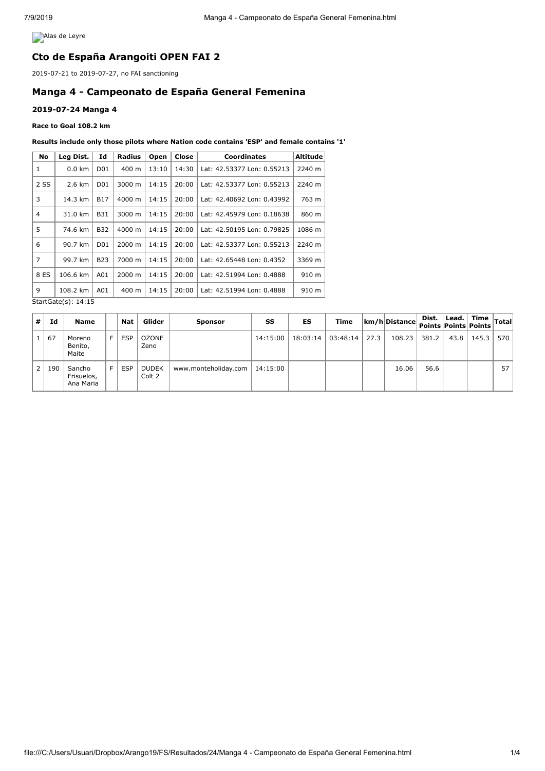Alas de Leyre

## Cto de España Arangoiti OPEN FAI 2

2019-07-21 to 2019-07-27, no FAI sanctioning

## Manga 4 - Campeonato de España General Femenina

#### 2019-07-24 Manga 4

**Race to Goal 108.2 km**

**Results include only those pilots where Nation code contains 'ESP' and female contains '1'**

| No | Leg Dist. | Id | Radius | Open | Close | Coordinates | Altitude |
|---|---|---|---|---|---|---|---|
| 1 | 0.0 km | D01 | 400 m | 13:10 | 14:30 | Lat: 42.53377 Lon: 0.55213 | 2240 m |
| 2 SS | 2.6 km | D01 | 3000 m | 14:15 | 20:00 | Lat: 42.53377 Lon: 0.55213 | 2240 m |
| 3 | 14.3 km | B17 | 4000 m | 14:15 | 20:00 | Lat: 42.40692 Lon: 0.43992 | 763 m |
| 4 | 31.0 km | B31 | 3000 m | 14:15 | 20:00 | Lat: 42.45979 Lon: 0.18638 | 860 m |
| 5 | 74.6 km | B32 | 4000 m | 14:15 | 20:00 | Lat: 42.50195 Lon: 0.79825 | 1086 m |
| 6 | 90.7 km | D01 | 2000 m | 14:15 | 20:00 | Lat: 42.53377 Lon: 0.55213 | 2240 m |
| 7 | 99.7 km | B23 | 7000 m | 14:15 | 20:00 | Lat: 42.65448 Lon: 0.4352 | 3369 m |
| 8 ES | 106.6 km | A01 | 2000 m | 14:15 | 20:00 | Lat: 42.51994 Lon: 0.4888 | 910 m |
| 9 | 108.2 km | A01 | 400 m | 14:15 | 20:00 | Lat: 42.51994 Lon: 0.4888 | 910 m |

StartGate(s): 14:15

| # | Id | Name | | Nat | Glider | Sponsor | SS | ES | Time | km/h | Distance | Dist. Points | Lead. Points | Time Points | Total |
|---|---|---|---|---|---|---|---|---|---|---|---|---|---|---|---|
| 1 | 67 | Moreno Benito, Maite | F | ESP | OZONE Zeno | | 14:15:00 | 18:03:14 | 03:48:14 | 27.3 | 108.23 | 381.2 | 43.8 | 145.3 | 570 |
| 2 | 190 | Sancho Frisuelos, Ana Maria | F | ESP | DUDEK Colt 2 | www.monteholiday.com | 14:15:00 | | | | 16.06 | 56.6 | | | 57 |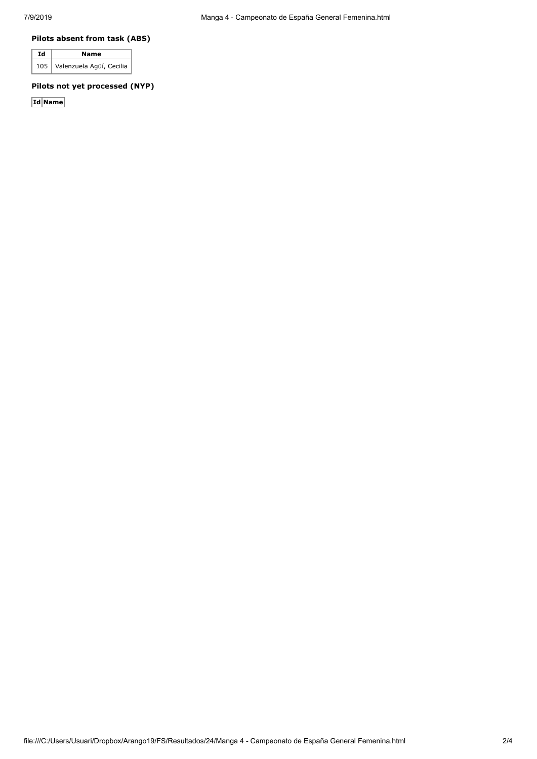### Pilots absent from task (ABS)

| Id | Name |
|---|---|
| 105 | Valenzuela Agüí, Cecilia |

### Pilots not yet processed (NYP)

| Id | Name |
|---|---|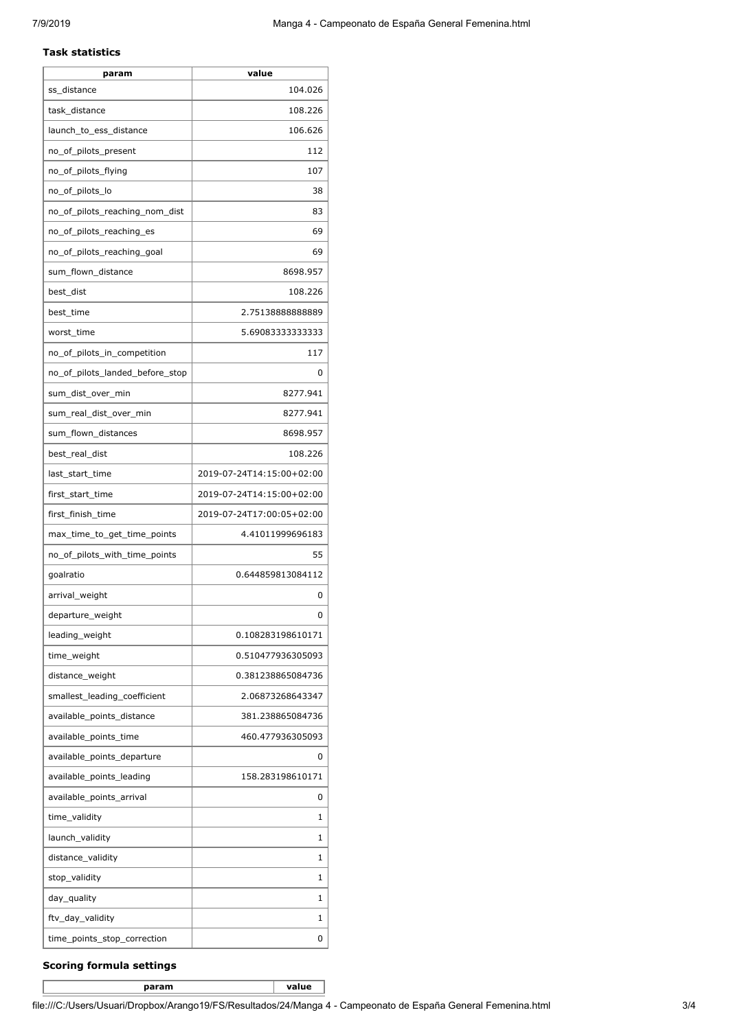### Task statistics

| param | value |
| --- | --- |
| ss_distance | 104.026 |
| task_distance | 108.226 |
| launch_to_ess_distance | 106.626 |
| no_of_pilots_present | 112 |
| no_of_pilots_flying | 107 |
| no_of_pilots_lo | 38 |
| no_of_pilots_reaching_nom_dist | 83 |
| no_of_pilots_reaching_es | 69 |
| no_of_pilots_reaching_goal | 69 |
| sum_flown_distance | 8698.957 |
| best_dist | 108.226 |
| best_time | 2.75138888888889 |
| worst_time | 5.69083333333333 |
| no_of_pilots_in_competition | 117 |
| no_of_pilots_landed_before_stop | 0 |
| sum_dist_over_min | 8277.941 |
| sum_real_dist_over_min | 8277.941 |
| sum_flown_distances | 8698.957 |
| best_real_dist | 108.226 |
| last_start_time | 2019-07-24T14:15:00+02:00 |
| first_start_time | 2019-07-24T14:15:00+02:00 |
| first_finish_time | 2019-07-24T17:00:05+02:00 |
| max_time_to_get_time_points | 4.41011999696183 |
| no_of_pilots_with_time_points | 55 |
| goalratio | 0.644859813084112 |
| arrival_weight | 0 |
| departure_weight | 0 |
| leading_weight | 0.108283198610171 |
| time_weight | 0.510477936305093 |
| distance_weight | 0.381238865084736 |
| smallest_leading_coefficient | 2.06873268643347 |
| available_points_distance | 381.238865084736 |
| available_points_time | 460.477936305093 |
| available_points_departure | 0 |
| available_points_leading | 158.283198610171 |
| available_points_arrival | 0 |
| time_validity | 1 |
| launch_validity | 1 |
| distance_validity | 1 |
| stop_validity | 1 |
| day_quality | 1 |
| ftv_day_validity | 1 |
| time_points_stop_correction | 0 |

### Scoring formula settings

| param | value |
| --- | --- |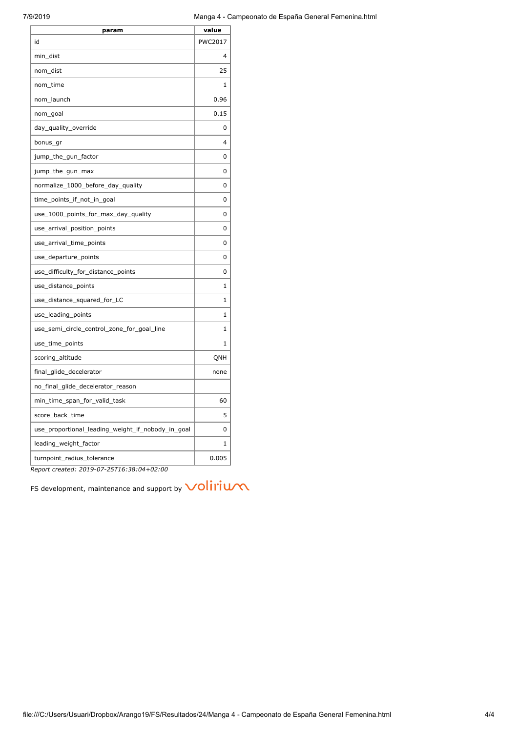| param | value |
| --- | --- |
| id | PWC2017 |
| min_dist | 4 |
| nom_dist | 25 |
| nom_time | 1 |
| nom_launch | 0.96 |
| nom_goal | 0.15 |
| day_quality_override | 0 |
| bonus_gr | 4 |
| jump_the_gun_factor | 0 |
| jump_the_gun_max | 0 |
| normalize_1000_before_day_quality | 0 |
| time_points_if_not_in_goal | 0 |
| use_1000_points_for_max_day_quality | 0 |
| use_arrival_position_points | 0 |
| use_arrival_time_points | 0 |
| use_departure_points | 0 |
| use_difficulty_for_distance_points | 0 |
| use_distance_points | 1 |
| use_distance_squared_for_LC | 1 |
| use_leading_points | 1 |
| use_semi_circle_control_zone_for_goal_line | 1 |
| use_time_points | 1 |
| scoring_altitude | QNH |
| final_glide_decelerator | none |
| no_final_glide_decelerator_reason | |
| min_time_span_for_valid_task | 60 |
| score_back_time | 5 |
| use_proportional_leading_weight_if_nobody_in_goal | 0 |
| leading_weight_factor | 1 |
| turnpoint_radius_tolerance | 0.005 |

*Report created: 2019-07-25T16:38:04+02:00*

FS development, maintenance and support by volirium